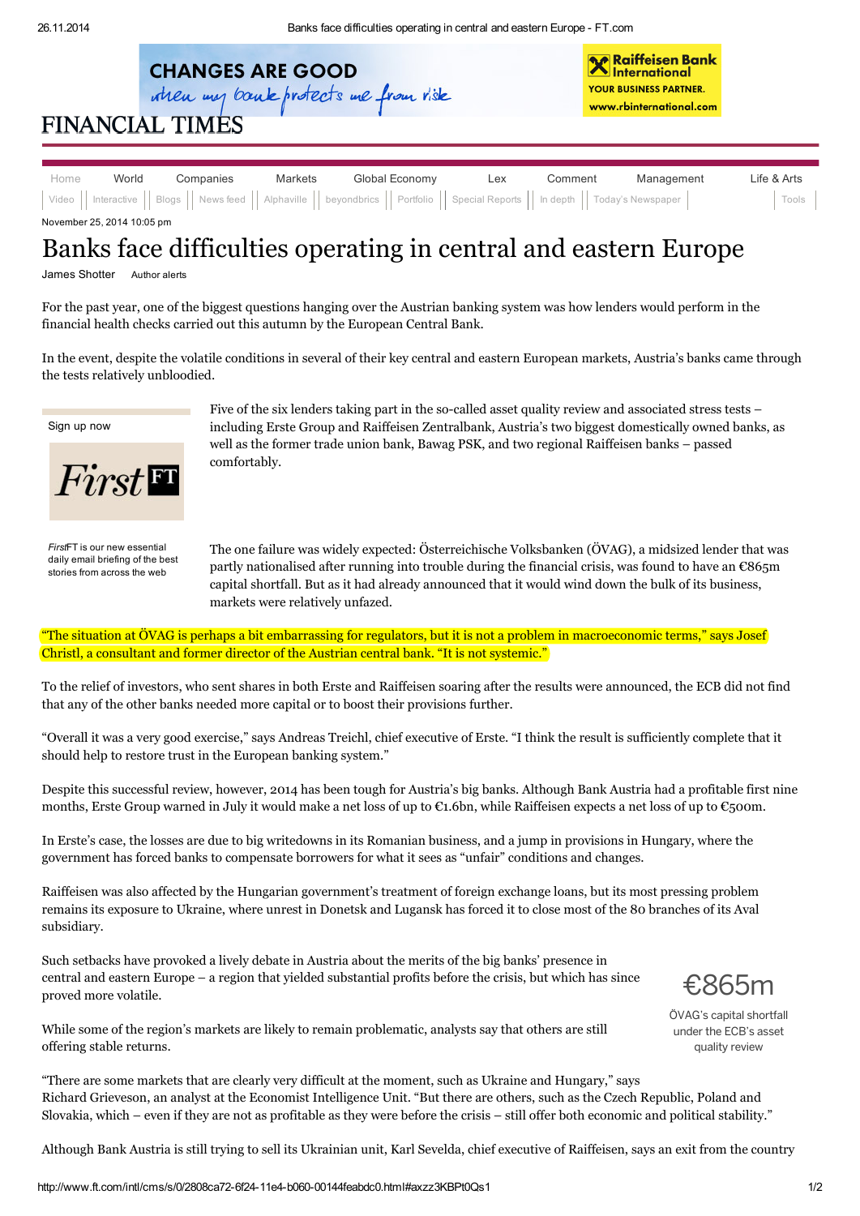# Banks face difficulties operating in central and eastern Europe

November 25, 2014 10:05 pm

James Shotter

For the past year, one of the biggest questions hanging over the Austrian banking system was how lenders would perform in the financial health checks carried out this autumn by the European Central Bank.

In the event, despite the volatile conditions in several of their key central and eastern European markets, Austria's banks came through the tests relatively unbloodied.

Five of the six lenders taking part in the so-called asset quality review and associated stress tests – including Erste Group and Raiffeisen Zentralbank, Austria's two biggest domestically owned banks, as well as the former trade union bank, Bawag PSK, and two regional Raiffeisen banks – passed comfortably.

The one failure was widely expected: Österreichische Volksbanken (ÖVAG), a midsized lender that was partly nationalised after running into trouble during the financial crisis, was found to have an €865m capital shortfall. But as it had already announced that it would wind down the bulk of its business, markets were relatively unfazed.

"The situation at ÖVAG is perhaps a bit embarrassing for regulators, but it is not a problem in macroeconomic terms," says Josef Christl, a consultant and former director of the Austrian central bank. "It is not systemic."

To the relief of investors, who sent shares in both Erste and Raiffeisen soaring after the results were announced, the ECB did not find that any of the other banks needed more capital or to boost their provisions further.

"Overall it was a very good exercise," says Andreas Treichl, chief executive of Erste. "I think the result is sufficiently complete that it should help to restore trust in the European banking system."

Despite this successful review, however, 2014 has been tough for Austria's big banks. Although Bank Austria had a profitable first nine months, Erste Group warned in July it would make a net loss of up to €1.6bn, while Raiffeisen expects a net loss of up to €500m.

In Erste's case, the losses are due to big writedowns in its Romanian business, and a jump in provisions in Hungary, where the government has forced banks to compensate borrowers for what it sees as "unfair" conditions and changes.

Raiffeisen was also affected by the Hungarian government's treatment of foreign exchange loans, but its most pressing problem remains its exposure to Ukraine, where unrest in Donetsk and Lugansk has forced it to close most of the 80 branches of its Aval subsidiary.

Such setbacks have provoked a lively debate in Austria about the merits of the big banks' presence in central and eastern Europe – a region that yielded substantial profits before the crisis, but which has since proved more volatile.

**€865m**

ÖVAG's capital shortfall under the ECB's asset quality review

While some of the region's markets are likely to remain problematic, analysts say that others are still offering stable returns.

"There are some markets that are clearly very difficult at the moment, such as Ukraine and Hungary," says Richard Grieveson, an analyst at the Economist Intelligence Unit. "But there are others, such as the Czech Republic, Poland and Slovakia, which – even if they are not as profitable as they were before the crisis – still offer both economic and political stability."

Although Bank Austria is still trying to sell its Ukrainian unit, Karl Sevelda, chief executive of Raiffeisen, says an exit from the country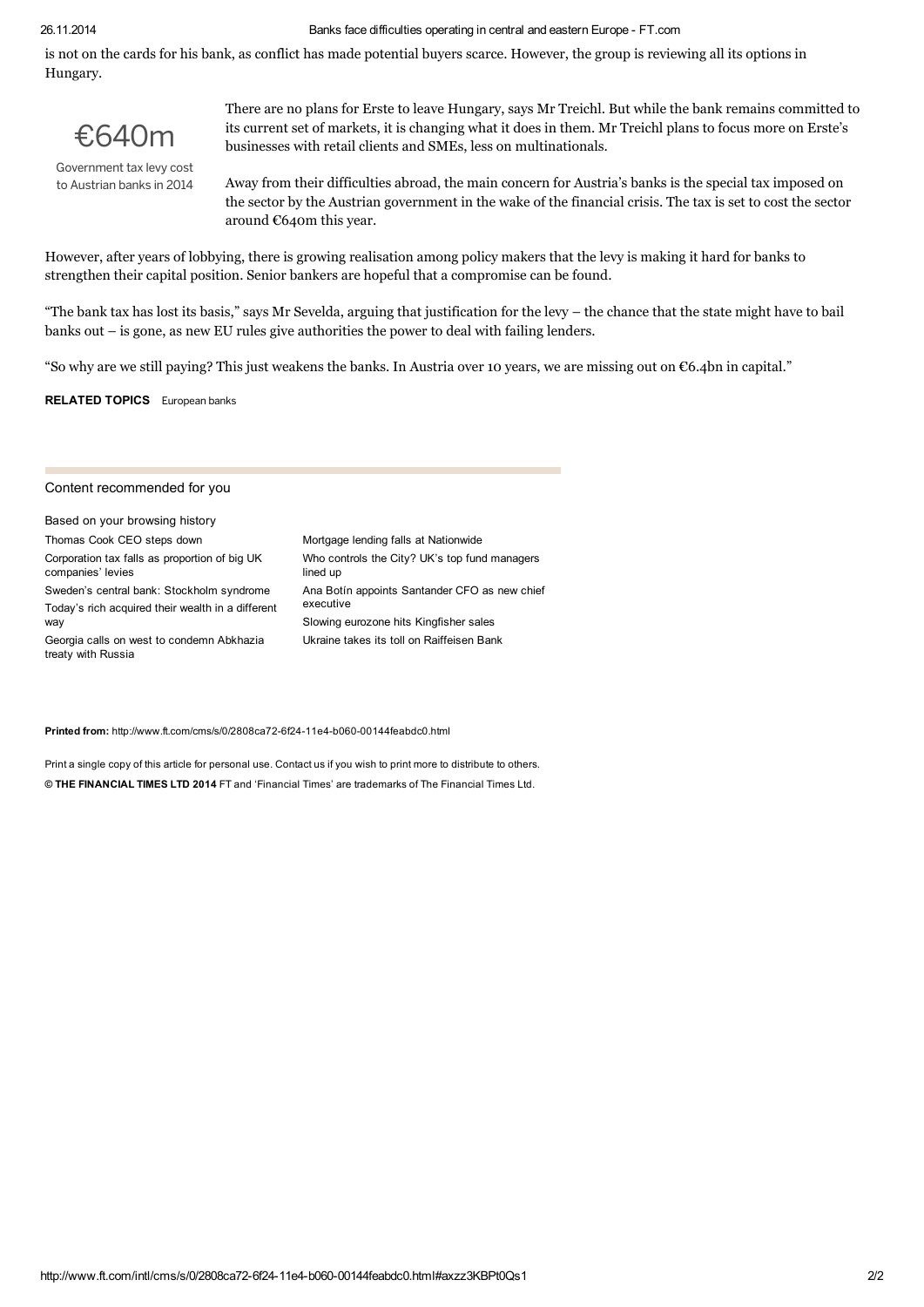is not on the cards for his bank, as conflict has made potential buyers scarce. However, the group is reviewing all its options in Hungary.

€640m

Government tax levy cost to Austrian banks in 2014

There are no plans for Erste to leave Hungary, says Mr Treichl. But while the bank remains committed to its current set of markets, it is changing what it does in them. Mr Treichl plans to focus more on Erste's businesses with retail clients and SMEs, less on multinationals.

Away from their difficulties abroad, the main concern for Austria's banks is the special tax imposed on the sector by the Austrian government in the wake of the financial crisis. The tax is set to cost the sector around €640m this year.

However, after years of lobbying, there is growing realisation among policy makers that the levy is making it hard for banks to strengthen their capital position. Senior bankers are hopeful that a compromise can be found.

"The bank tax has lost its basis," says Mr Sevelda, arguing that justification for the levy – the chance that the state might have to bail banks out – is gone, as new EU rules give authorities the power to deal with failing lenders.

"So why are we still paying? This just weakens the banks. In Austria over 10 years, we are missing out on €6.4bn in capital."

**RELATED TOPICS** European banks

Content recommended for you

Based on your browsing history

- Thomas Cook CEO steps down
- Corporation tax falls as proportion of big UK companies' levies
- Sweden's central bank: Stockholm syndrome
- Today's rich acquired their wealth in a different way
- Georgia calls on west to condemn Abkhazia treaty with Russia
- Mortgage lending falls at Nationwide
- Who controls the City? UK's top fund managers lined up
- Ana Botín appoints Santander CFO as new chief executive
- Slowing eurozone hits Kingfisher sales
- Ukraine takes its toll on Raiffeisen Bank

**Printed from:** http://www.ft.com/cms/s/0/2808ca72-6f24-11e4-b060-00144feabdc0.html

Print a single copy of this article for personal use. Contact us if you wish to print more to distribute to others.

**© THE FINANCIAL TIMES LTD 2014** FT and 'Financial Times' are trademarks of The Financial Times Ltd.